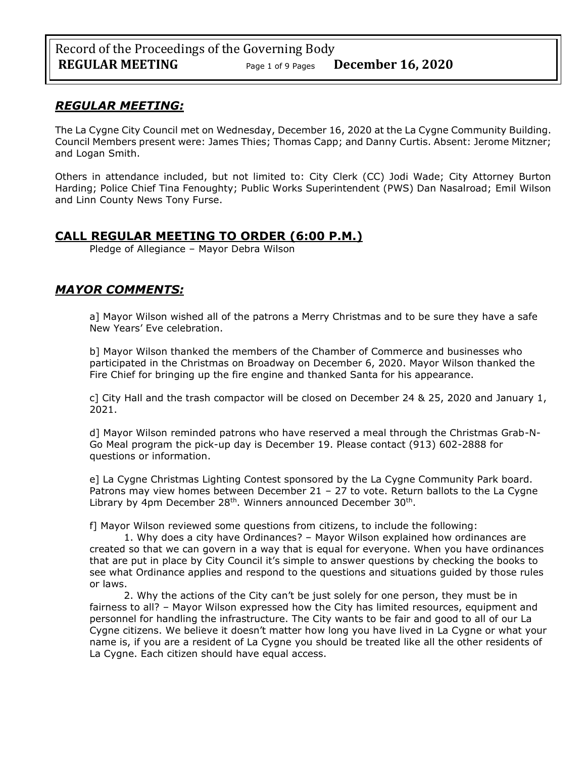## *REGULAR MEETING:*

The La Cygne City Council met on Wednesday, December 16, 2020 at the La Cygne Community Building. Council Members present were: James Thies; Thomas Capp; and Danny Curtis. Absent: Jerome Mitzner; and Logan Smith.

Others in attendance included, but not limited to: City Clerk (CC) Jodi Wade; City Attorney Burton Harding; Police Chief Tina Fenoughty; Public Works Superintendent (PWS) Dan Nasalroad; Emil Wilson and Linn County News Tony Furse.

## **CALL REGULAR MEETING TO ORDER (6:00 P.M.)**

Pledge of Allegiance – Mayor Debra Wilson

## *MAYOR COMMENTS:*

a] Mayor Wilson wished all of the patrons a Merry Christmas and to be sure they have a safe New Years' Eve celebration.

b] Mayor Wilson thanked the members of the Chamber of Commerce and businesses who participated in the Christmas on Broadway on December 6, 2020. Mayor Wilson thanked the Fire Chief for bringing up the fire engine and thanked Santa for his appearance.

c] City Hall and the trash compactor will be closed on December 24 & 25, 2020 and January 1, 2021.

d] Mayor Wilson reminded patrons who have reserved a meal through the Christmas Grab-N-Go Meal program the pick-up day is December 19. Please contact (913) 602-2888 for questions or information.

e] La Cygne Christmas Lighting Contest sponsored by the La Cygne Community Park board. Patrons may view homes between December 21 – 27 to vote. Return ballots to the La Cygne Library by 4pm December 28th. Winners announced December 30th.

f] Mayor Wilson reviewed some questions from citizens, to include the following:

1. Why does a city have Ordinances? – Mayor Wilson explained how ordinances are created so that we can govern in a way that is equal for everyone. When you have ordinances that are put in place by City Council it's simple to answer questions by checking the books to see what Ordinance applies and respond to the questions and situations guided by those rules or laws.

2. Why the actions of the City can't be just solely for one person, they must be in fairness to all? – Mayor Wilson expressed how the City has limited resources, equipment and personnel for handling the infrastructure. The City wants to be fair and good to all of our La Cygne citizens. We believe it doesn't matter how long you have lived in La Cygne or what your name is, if you are a resident of La Cygne you should be treated like all the other residents of La Cygne. Each citizen should have equal access.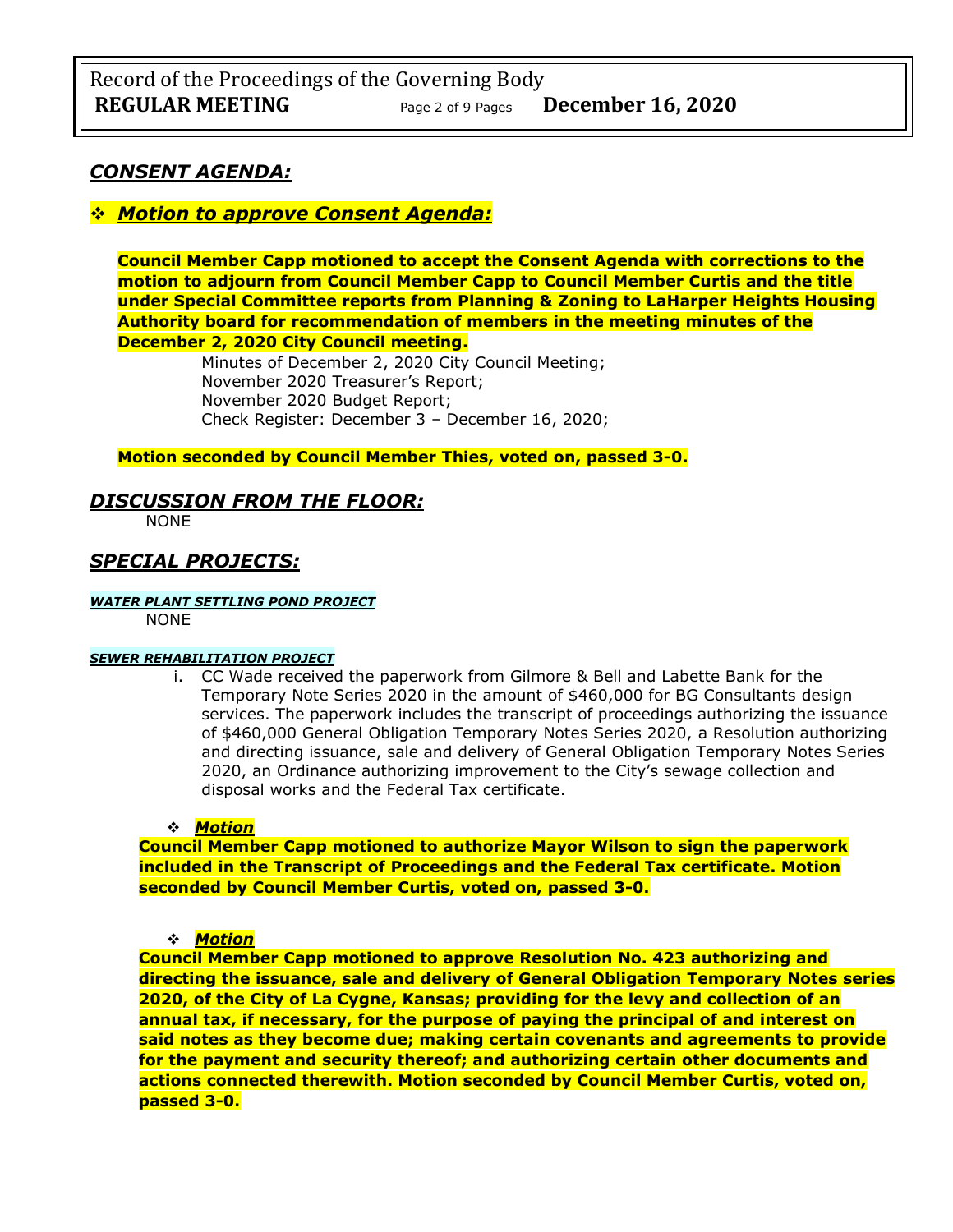## *CONSENT AGENDA:*

### ❖ *Motion to approve Consent Agenda:*

**Council Member Capp motioned to accept the Consent Agenda with corrections to the motion to adjourn from Council Member Capp to Council Member Curtis and the title under Special Committee reports from Planning & Zoning to LaHarper Heights Housing Authority board for recommendation of members in the meeting minutes of the December 2, 2020 City Council meeting.**

Minutes of December 2, 2020 City Council Meeting;
November 2020 Treasurer's Report;
November 2020 Budget Report;
Check Register: December 3 – December 16, 2020;

**Motion seconded by Council Member Thies, voted on, passed 3-0.**

## *DISCUSSION FROM THE FLOOR:*

NONE

## *SPECIAL PROJECTS:*

##### *WATER PLANT SETTLING POND PROJECT*

NONE

##### *SEWER REHABILITATION PROJECT*

i. CC Wade received the paperwork from Gilmore & Bell and Labette Bank for the Temporary Note Series 2020 in the amount of $460,000 for BG Consultants design services. The paperwork includes the transcript of proceedings authorizing the issuance of $460,000 General Obligation Temporary Notes Series 2020, a Resolution authorizing and directing issuance, sale and delivery of General Obligation Temporary Notes Series 2020, an Ordinance authorizing improvement to the City's sewage collection and disposal works and the Federal Tax certificate.

❖ ***Motion***

**Council Member Capp motioned to authorize Mayor Wilson to sign the paperwork included in the Transcript of Proceedings and the Federal Tax certificate. Motion seconded by Council Member Curtis, voted on, passed 3-0.**

❖ ***Motion***

**Council Member Capp motioned to approve Resolution No. 423 authorizing and directing the issuance, sale and delivery of General Obligation Temporary Notes series 2020, of the City of La Cygne, Kansas; providing for the levy and collection of an annual tax, if necessary, for the purpose of paying the principal of and interest on said notes as they become due; making certain covenants and agreements to provide for the payment and security thereof; and authorizing certain other documents and actions connected therewith. Motion seconded by Council Member Curtis, voted on, passed 3-0.**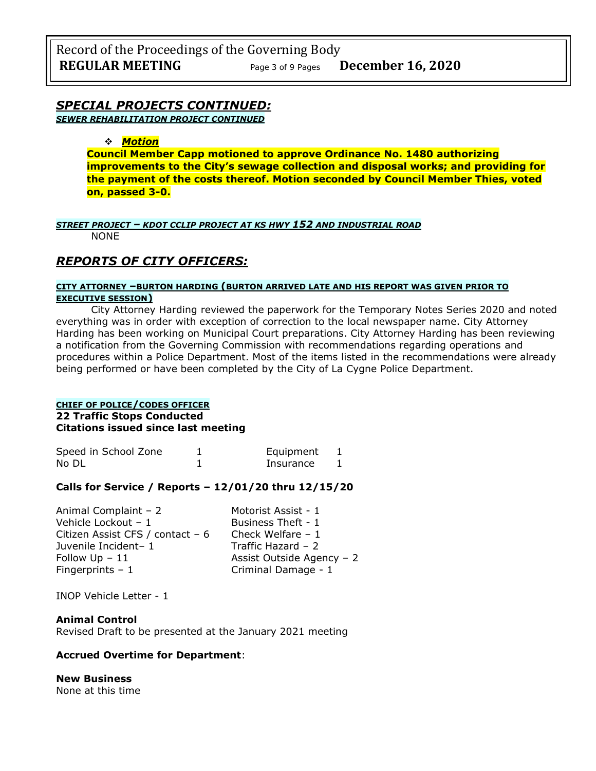## *SPECIAL PROJECTS CONTINUED:*

***SEWER REHABILITATION PROJECT CONTINUED***

- ***Motion***

**Council Member Capp motioned to approve Ordinance No. 1480 authorizing improvements to the City's sewage collection and disposal works; and providing for the payment of the costs thereof. Motion seconded by Council Member Thies, voted on, passed 3-0.**

***STREET PROJECT – KDOT CCLIP PROJECT AT KS HWY 152 AND INDUSTRIAL ROAD***

NONE

## *REPORTS OF CITY OFFICERS:*

**CITY ATTORNEY –BURTON HARDING (BURTON ARRIVED LATE AND HIS REPORT WAS GIVEN PRIOR TO EXECUTIVE SESSION)**

City Attorney Harding reviewed the paperwork for the Temporary Notes Series 2020 and noted everything was in order with exception of correction to the local newspaper name. City Attorney Harding has been working on Municipal Court preparations. City Attorney Harding has been reviewing a notification from the Governing Commission with recommendations regarding operations and procedures within a Police Department. Most of the items listed in the recommendations were already being performed or have been completed by the City of La Cygne Police Department.

**CHIEF OF POLICE/CODES OFFICER**

**22 Traffic Stops Conducted**
**Citations issued since last meeting**

| | | | |
|---|---|---|---|
| Speed in School Zone | 1 | Equipment | 1 |
| No DL | 1 | Insurance | 1 |

**Calls for Service / Reports – 12/01/20 thru 12/15/20**

| | |
|---|---|
| Animal Complaint – 2 | Motorist Assist - 1 |
| Vehicle Lockout – 1 | Business Theft - 1 |
| Citizen Assist CFS / contact – 6 | Check Welfare – 1 |
| Juvenile Incident– 1 | Traffic Hazard – 2 |
| Follow Up – 11 | Assist Outside Agency – 2 |
| Fingerprints – 1 | Criminal Damage - 1 |

INOP Vehicle Letter - 1

**Animal Control**

Revised Draft to be presented at the January 2021 meeting

**Accrued Overtime for Department**:

**New Business**

None at this time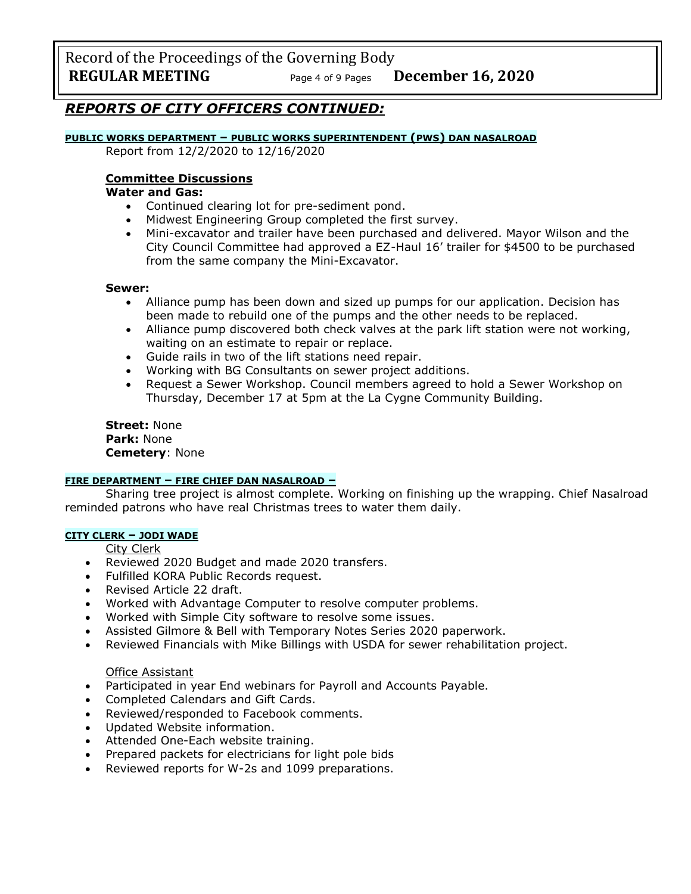## *REPORTS OF CITY OFFICERS CONTINUED:*

**PUBLIC WORKS DEPARTMENT – PUBLIC WORKS SUPERINTENDENT (PWS) DAN NASALROAD**

Report from 12/2/2020 to 12/16/2020

### Committee Discussions

**Water and Gas:**

- Continued clearing lot for pre-sediment pond.
- Midwest Engineering Group completed the first survey.
- Mini-excavator and trailer have been purchased and delivered. Mayor Wilson and the City Council Committee had approved a EZ-Haul 16' trailer for $4500 to be purchased from the same company the Mini-Excavator.

**Sewer:**

- Alliance pump has been down and sized up pumps for our application. Decision has been made to rebuild one of the pumps and the other needs to be replaced.
- Alliance pump discovered both check valves at the park lift station were not working, waiting on an estimate to repair or replace.
- Guide rails in two of the lift stations need repair.
- Working with BG Consultants on sewer project additions.
- Request a Sewer Workshop. Council members agreed to hold a Sewer Workshop on Thursday, December 17 at 5pm at the La Cygne Community Building.

**Street:** None
**Park:** None
**Cemetery**: None

**FIRE DEPARTMENT – FIRE CHIEF DAN NASALROAD –**

Sharing tree project is almost complete. Working on finishing up the wrapping. Chief Nasalroad reminded patrons who have real Christmas trees to water them daily.

**CITY CLERK – JODI WADE**

City Clerk

- Reviewed 2020 Budget and made 2020 transfers.
- Fulfilled KORA Public Records request.
- Revised Article 22 draft.
- Worked with Advantage Computer to resolve computer problems.
- Worked with Simple City software to resolve some issues.
- Assisted Gilmore & Bell with Temporary Notes Series 2020 paperwork.
- Reviewed Financials with Mike Billings with USDA for sewer rehabilitation project.

Office Assistant

- Participated in year End webinars for Payroll and Accounts Payable.
- Completed Calendars and Gift Cards.
- Reviewed/responded to Facebook comments.
- Updated Website information.
- Attended One-Each website training.
- Prepared packets for electricians for light pole bids
- Reviewed reports for W-2s and 1099 preparations.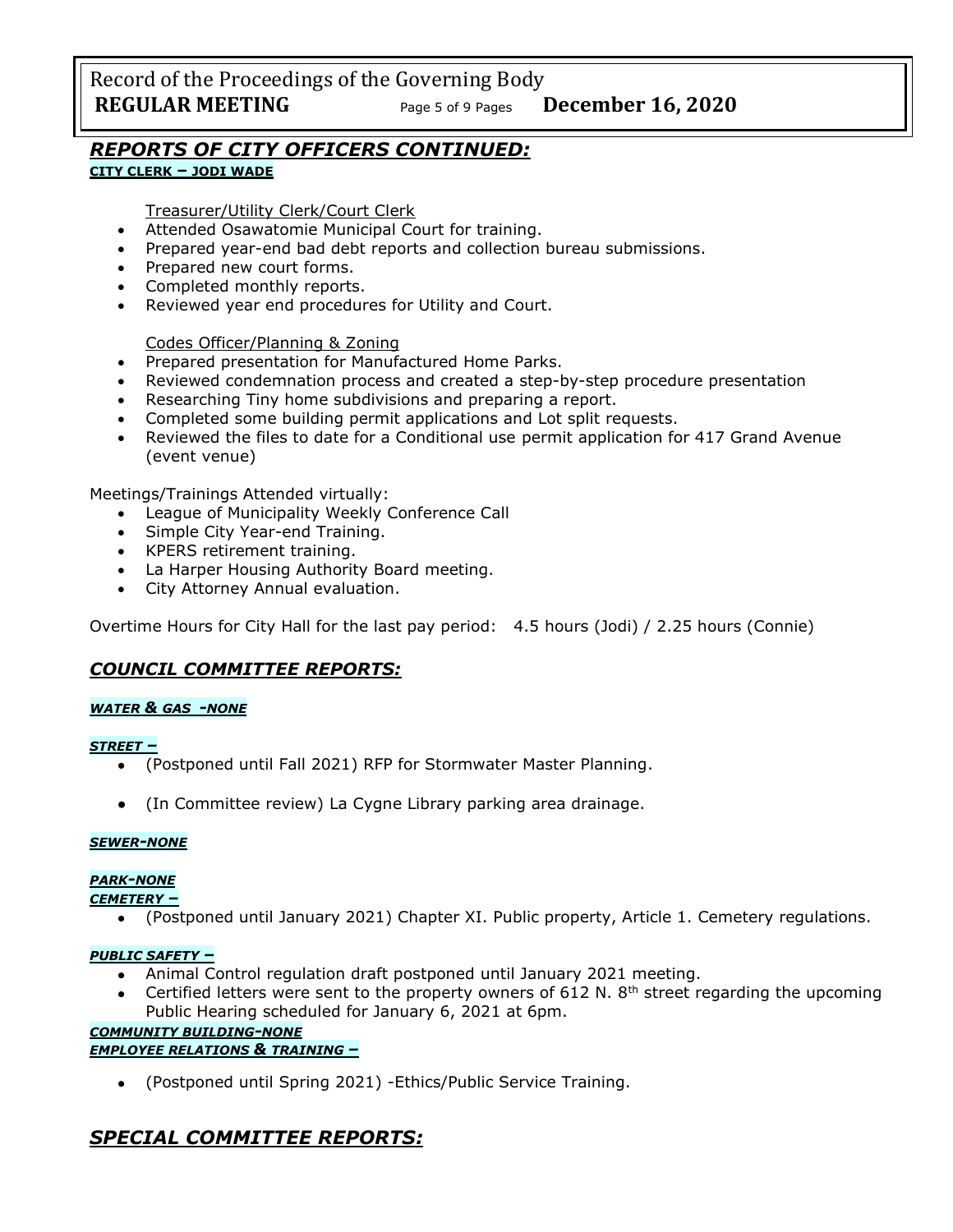## *REPORTS OF CITY OFFICERS CONTINUED:*

**CITY CLERK – JODI WADE**

Treasurer/Utility Clerk/Court Clerk

- Attended Osawatomie Municipal Court for training.
- Prepared year-end bad debt reports and collection bureau submissions.
- Prepared new court forms.
- Completed monthly reports.
- Reviewed year end procedures for Utility and Court.

Codes Officer/Planning & Zoning

- Prepared presentation for Manufactured Home Parks.
- Reviewed condemnation process and created a step-by-step procedure presentation
- Researching Tiny home subdivisions and preparing a report.
- Completed some building permit applications and Lot split requests.
- Reviewed the files to date for a Conditional use permit application for 417 Grand Avenue (event venue)

Meetings/Trainings Attended virtually:

- League of Municipality Weekly Conference Call
- Simple City Year-end Training.
- KPERS retirement training.
- La Harper Housing Authority Board meeting.
- City Attorney Annual evaluation.

Overtime Hours for City Hall for the last pay period: 4.5 hours (Jodi) / 2.25 hours (Connie)

## *COUNCIL COMMITTEE REPORTS:*

***WATER & GAS -NONE***

***STREET –***

- (Postponed until Fall 2021) RFP for Stormwater Master Planning.
- (In Committee review) La Cygne Library parking area drainage.

***SEWER-NONE***

***PARK-NONE***

***CEMETERY –***

- (Postponed until January 2021) Chapter XI. Public property, Article 1. Cemetery regulations.

***PUBLIC SAFETY –***

- Animal Control regulation draft postponed until January 2021 meeting.
- Certified letters were sent to the property owners of 612 N. 8th street regarding the upcoming Public Hearing scheduled for January 6, 2021 at 6pm.

***COMMUNITY BUILDING-NONE***

***EMPLOYEE RELATIONS & TRAINING –***

- (Postponed until Spring 2021) -Ethics/Public Service Training.

## *SPECIAL COMMITTEE REPORTS:*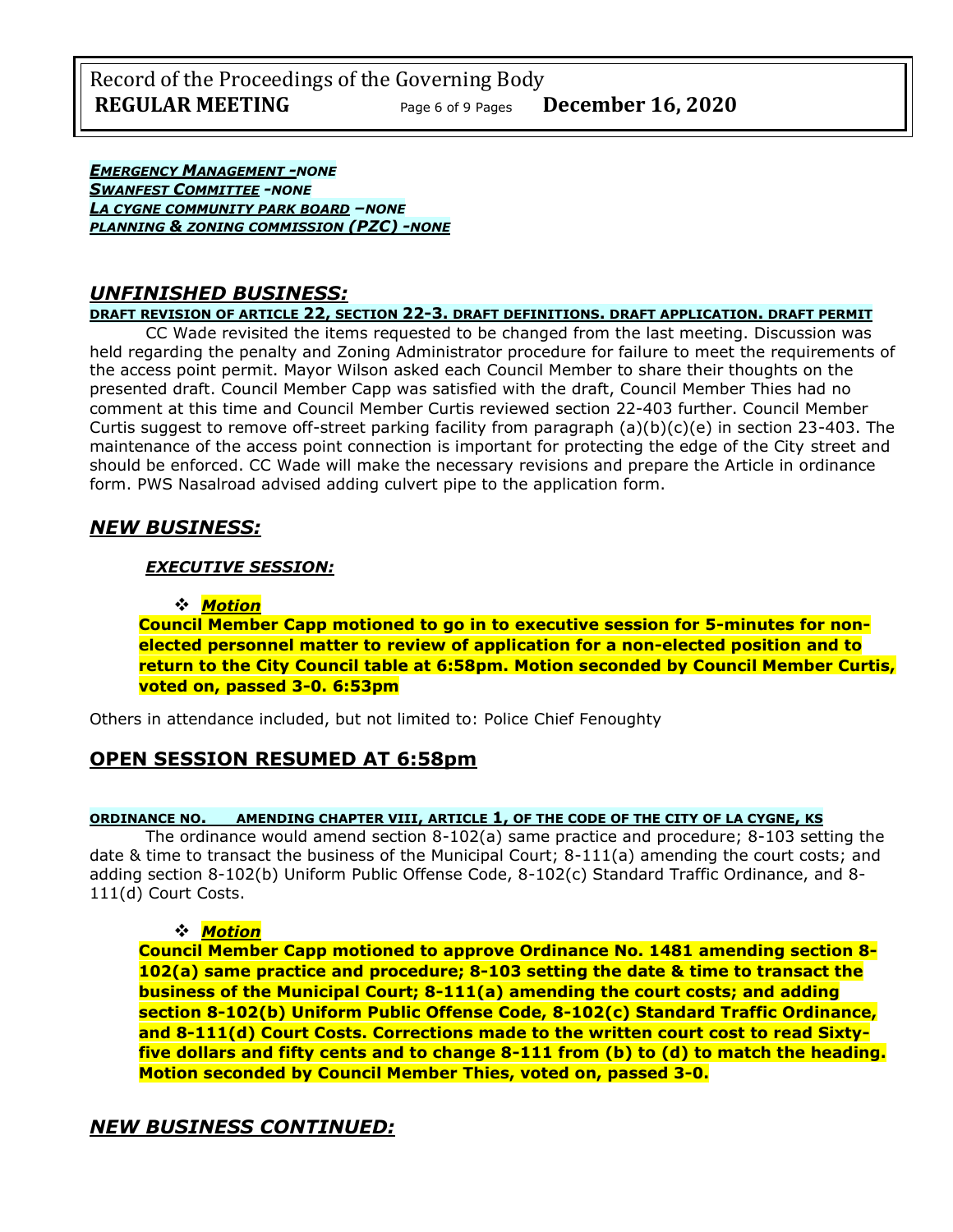***EMERGENCY MANAGEMENT -NONE***
***SWANFEST COMMITTEE -NONE***
***LA CYGNE COMMUNITY PARK BOARD –NONE***
***PLANNING & ZONING COMMISSION (PZC) -NONE***

## *UNFINISHED BUSINESS:*

**DRAFT REVISION OF ARTICLE 22, SECTION 22-3. DRAFT DEFINITIONS. DRAFT APPLICATION. DRAFT PERMIT**

CC Wade revisited the items requested to be changed from the last meeting. Discussion was held regarding the penalty and Zoning Administrator procedure for failure to meet the requirements of the access point permit. Mayor Wilson asked each Council Member to share their thoughts on the presented draft. Council Member Capp was satisfied with the draft, Council Member Thies had no comment at this time and Council Member Curtis reviewed section 22-403 further. Council Member Curtis suggest to remove off-street parking facility from paragraph (a)(b)(c)(e) in section 23-403. The maintenance of the access point connection is important for protecting the edge of the City street and should be enforced. CC Wade will make the necessary revisions and prepare the Article in ordinance form. PWS Nasalroad advised adding culvert pipe to the application form.

## *NEW BUSINESS:*

***EXECUTIVE SESSION:***

- ***Motion***

**Council Member Capp motioned to go in to executive session for 5-minutes for non-elected personnel matter to review of application for a non-elected position and to return to the City Council table at 6:58pm. Motion seconded by Council Member Curtis, voted on, passed 3-0. 6:53pm**

Others in attendance included, but not limited to: Police Chief Fenoughty

## OPEN SESSION RESUMED AT 6:58pm

**ORDINANCE NO.      AMENDING CHAPTER VIII, ARTICLE 1, OF THE CODE OF THE CITY OF LA CYGNE, KS**

The ordinance would amend section 8-102(a) same practice and procedure; 8-103 setting the date & time to transact the business of the Municipal Court; 8-111(a) amending the court costs; and adding section 8-102(b) Uniform Public Offense Code, 8-102(c) Standard Traffic Ordinance, and 8-111(d) Court Costs.

- ***Motion***

**Council Member Capp motioned to approve Ordinance No. 1481 amending section 8-102(a) same practice and procedure; 8-103 setting the date & time to transact the business of the Municipal Court; 8-111(a) amending the court costs; and adding section 8-102(b) Uniform Public Offense Code, 8-102(c) Standard Traffic Ordinance, and 8-111(d) Court Costs. Corrections made to the written court cost to read Sixty-five dollars and fifty cents and to change 8-111 from (b) to (d) to match the heading. Motion seconded by Council Member Thies, voted on, passed 3-0.**

## *NEW BUSINESS CONTINUED:*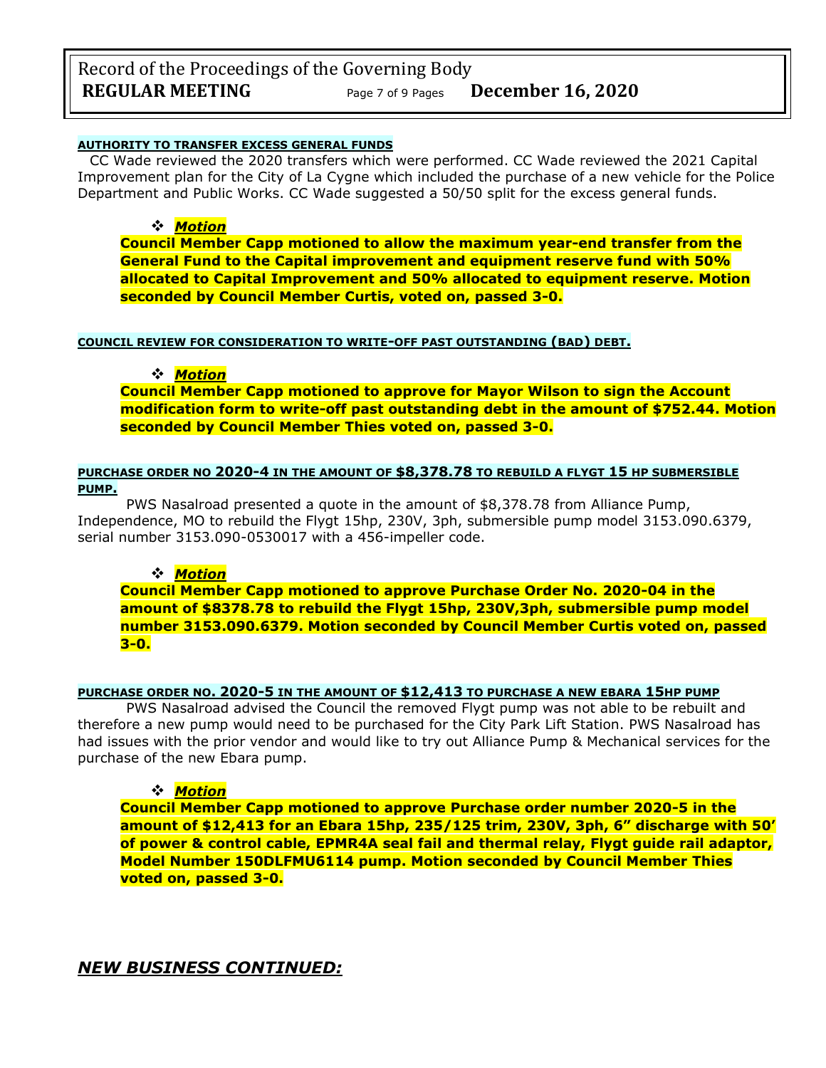**AUTHORITY TO TRANSFER EXCESS GENERAL FUNDS**

CC Wade reviewed the 2020 transfers which were performed. CC Wade reviewed the 2021 Capital Improvement plan for the City of La Cygne which included the purchase of a new vehicle for the Police Department and Public Works. CC Wade suggested a 50/50 split for the excess general funds.

❖ ***Motion***

**Council Member Capp motioned to allow the maximum year-end transfer from the General Fund to the Capital improvement and equipment reserve fund with 50% allocated to Capital Improvement and 50% allocated to equipment reserve. Motion seconded by Council Member Curtis, voted on, passed 3-0.**

**COUNCIL REVIEW FOR CONSIDERATION TO WRITE-OFF PAST OUTSTANDING (BAD) DEBT.**

❖ ***Motion***

**Council Member Capp motioned to approve for Mayor Wilson to sign the Account modification form to write-off past outstanding debt in the amount of $752.44. Motion seconded by Council Member Thies voted on, passed 3-0.**

**PURCHASE ORDER NO 2020-4 IN THE AMOUNT OF $8,378.78 TO REBUILD A FLYGT 15 HP SUBMERSIBLE PUMP.**

PWS Nasalroad presented a quote in the amount of $8,378.78 from Alliance Pump, Independence, MO to rebuild the Flygt 15hp, 230V, 3ph, submersible pump model 3153.090.6379, serial number 3153.090-0530017 with a 456-impeller code.

❖ ***Motion***

**Council Member Capp motioned to approve Purchase Order No. 2020-04 in the amount of $8378.78 to rebuild the Flygt 15hp, 230V,3ph, submersible pump model number 3153.090.6379. Motion seconded by Council Member Curtis voted on, passed 3-0.**

**PURCHASE ORDER NO. 2020-5 IN THE AMOUNT OF $12,413 TO PURCHASE A NEW EBARA 15HP PUMP**

PWS Nasalroad advised the Council the removed Flygt pump was not able to be rebuilt and therefore a new pump would need to be purchased for the City Park Lift Station. PWS Nasalroad has had issues with the prior vendor and would like to try out Alliance Pump & Mechanical services for the purchase of the new Ebara pump.

❖ ***Motion***

**Council Member Capp motioned to approve Purchase order number 2020-5 in the amount of $12,413 for an Ebara 15hp, 235/125 trim, 230V, 3ph, 6" discharge with 50' of power & control cable, EPMR4A seal fail and thermal relay, Flygt guide rail adaptor, Model Number 150DLFMU6114 pump. Motion seconded by Council Member Thies voted on, passed 3-0.**

***NEW BUSINESS CONTINUED:***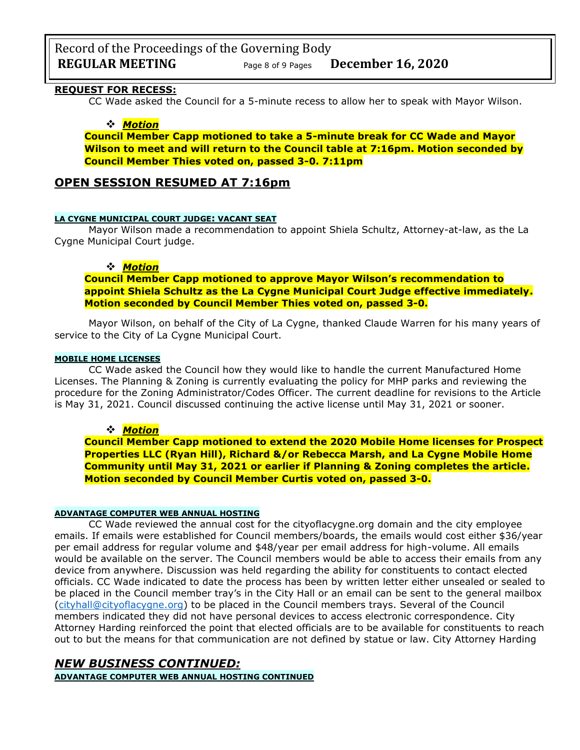**REQUEST FOR RECESS:**

CC Wade asked the Council for a 5-minute recess to allow her to speak with Mayor Wilson.

❖ ***Motion***

**Council Member Capp motioned to take a 5-minute break for CC Wade and Mayor Wilson to meet and will return to the Council table at 7:16pm. Motion seconded by Council Member Thies voted on, passed 3-0. 7:11pm**

## OPEN SESSION RESUMED AT 7:16pm

**LA CYGNE MUNICIPAL COURT JUDGE: VACANT SEAT**

Mayor Wilson made a recommendation to appoint Shiela Schultz, Attorney-at-law, as the La Cygne Municipal Court judge.

❖ ***Motion***

**Council Member Capp motioned to approve Mayor Wilson's recommendation to appoint Shiela Schultz as the La Cygne Municipal Court Judge effective immediately. Motion seconded by Council Member Thies voted on, passed 3-0.**

Mayor Wilson, on behalf of the City of La Cygne, thanked Claude Warren for his many years of service to the City of La Cygne Municipal Court.

**MOBILE HOME LICENSES**

CC Wade asked the Council how they would like to handle the current Manufactured Home Licenses. The Planning & Zoning is currently evaluating the policy for MHP parks and reviewing the procedure for the Zoning Administrator/Codes Officer. The current deadline for revisions to the Article is May 31, 2021. Council discussed continuing the active license until May 31, 2021 or sooner.

❖ ***Motion***

**Council Member Capp motioned to extend the 2020 Mobile Home licenses for Prospect Properties LLC (Ryan Hill), Richard &/or Rebecca Marsh, and La Cygne Mobile Home Community until May 31, 2021 or earlier if Planning & Zoning completes the article. Motion seconded by Council Member Curtis voted on, passed 3-0.**

**ADVANTAGE COMPUTER WEB ANNUAL HOSTING**

CC Wade reviewed the annual cost for the cityoflacygne.org domain and the city employee emails. If emails were established for Council members/boards, the emails would cost either $36/year per email address for regular volume and $48/year per email address for high-volume. All emails would be available on the server. The Council members would be able to access their emails from any device from anywhere. Discussion was held regarding the ability for constituents to contact elected officials. CC Wade indicated to date the process has been by written letter either unsealed or sealed to be placed in the Council member tray's in the City Hall or an email can be sent to the general mailbox (cityhall@cityoflacygne.org) to be placed in the Council members trays. Several of the Council members indicated they did not have personal devices to access electronic correspondence. City Attorney Harding reinforced the point that elected officials are to be available for constituents to reach out to but the means for that communication are not defined by statue or law. City Attorney Harding

## *NEW BUSINESS CONTINUED:*

**ADVANTAGE COMPUTER WEB ANNUAL HOSTING CONTINUED**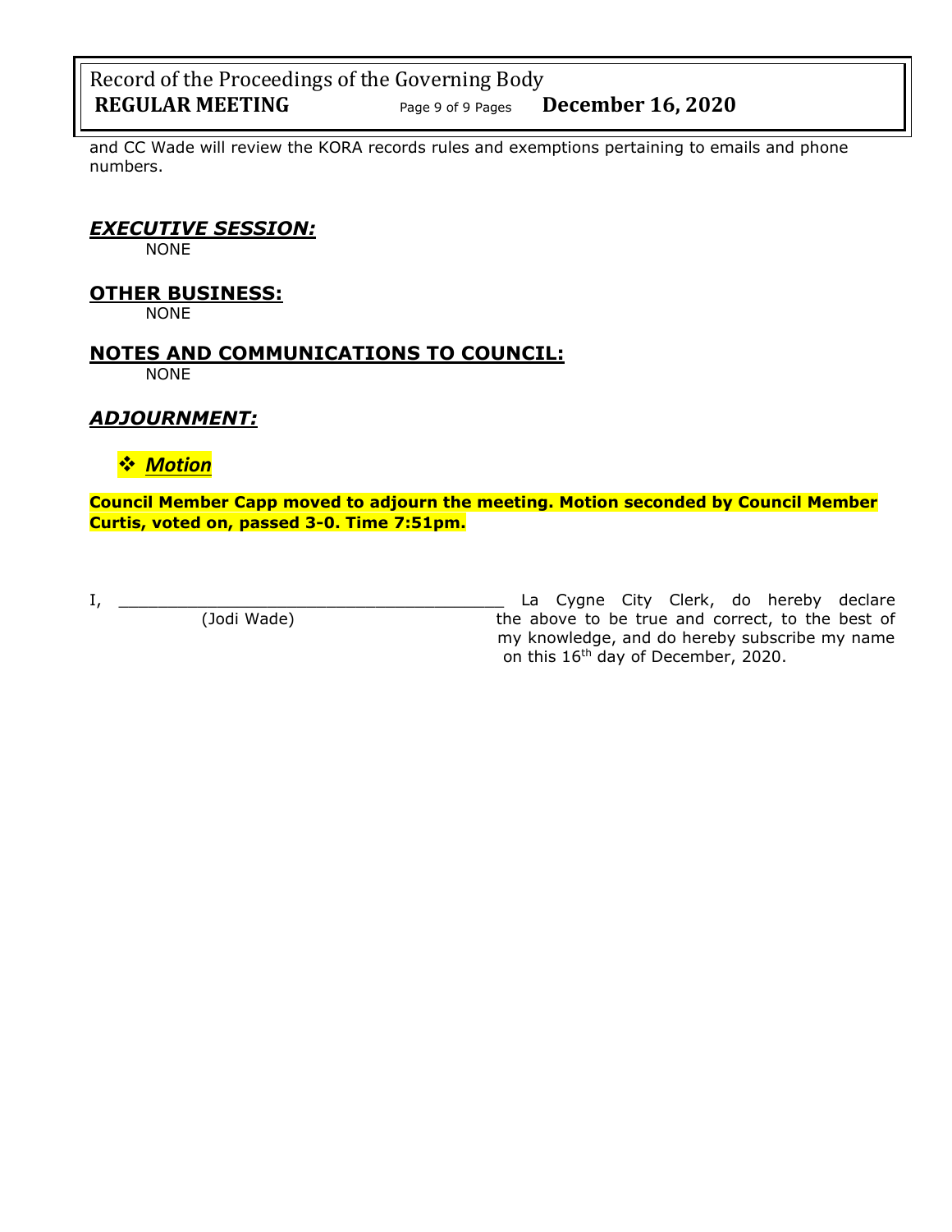and CC Wade will review the KORA records rules and exemptions pertaining to emails and phone numbers.

## ***EXECUTIVE SESSION:***

NONE

## **OTHER BUSINESS:**

NONE

## **NOTES AND COMMUNICATIONS TO COUNCIL:**

NONE

## ***ADJOURNMENT:***

❖ ***Motion***

**Council Member Capp moved to adjourn the meeting. Motion seconded by Council Member Curtis, voted on, passed 3-0. Time 7:51pm.**

I, ________________________________________ La Cygne City Clerk, do hereby declare the above to be true and correct, to the best of my knowledge, and do hereby subscribe my name on this 16th day of December, 2020.

(Jodi Wade)